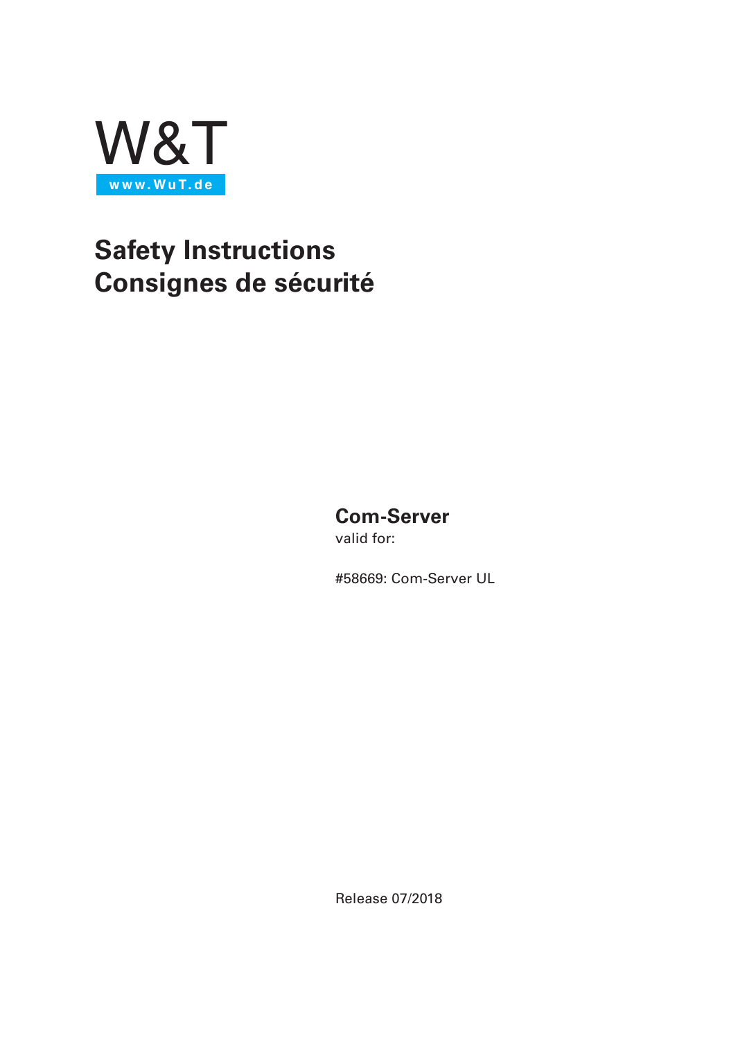W&T

www.WuT.de

# Safety Instructions
# Consignes de sécurité

**Com-Server**

valid for:

#58669: Com-Server UL

Release 07/2018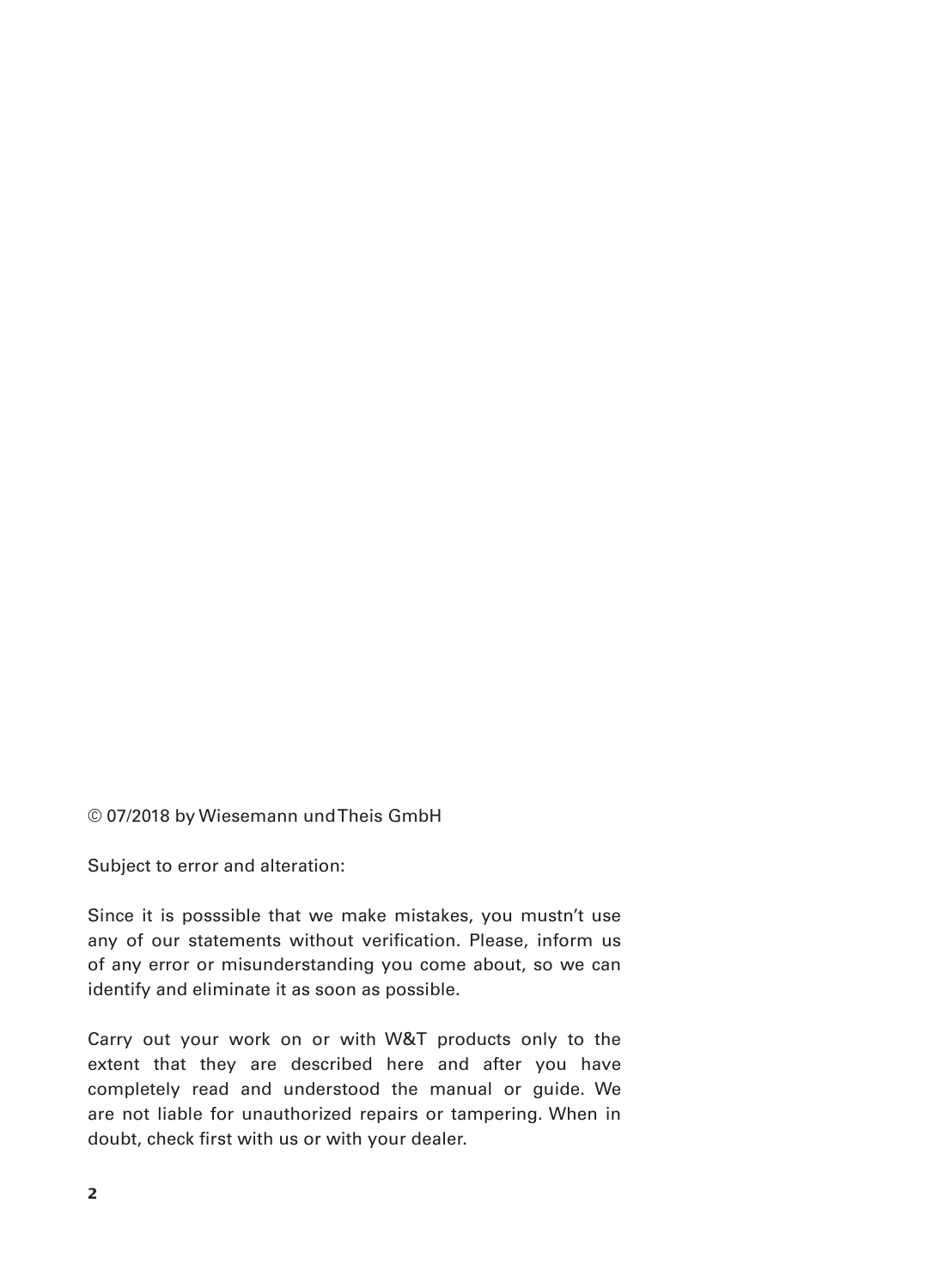© 07/2018 by Wiesemann und Theis GmbH

Subject to error and alteration:

Since it is posssible that we make mistakes, you mustn't use any of our statements without verification. Please, inform us of any error or misunderstanding you come about, so we can identify and eliminate it as soon as possible.

Carry out your work on or with W&T products only to the extent that they are described here and after you have completely read and understood the manual or guide. We are not liable for unauthorized repairs or tampering. When in doubt, check first with us or with your dealer.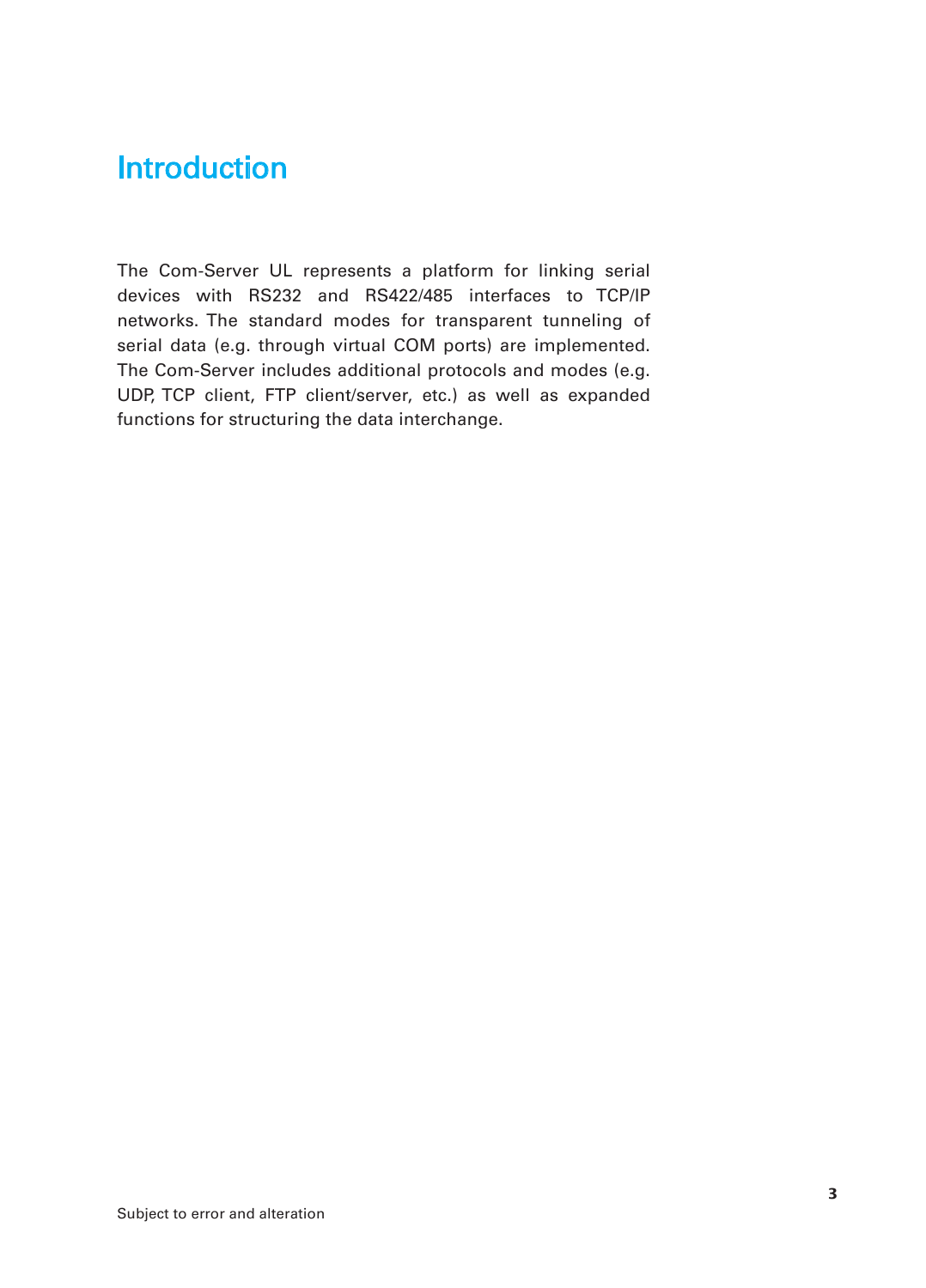# Introduction

The Com-Server UL represents a platform for linking serial devices with RS232 and RS422/485 interfaces to TCP/IP networks. The standard modes for transparent tunneling of serial data (e.g. through virtual COM ports) are implemented. The Com-Server includes additional protocols and modes (e.g. UDP, TCP client, FTP client/server, etc.) as well as expanded functions for structuring the data interchange.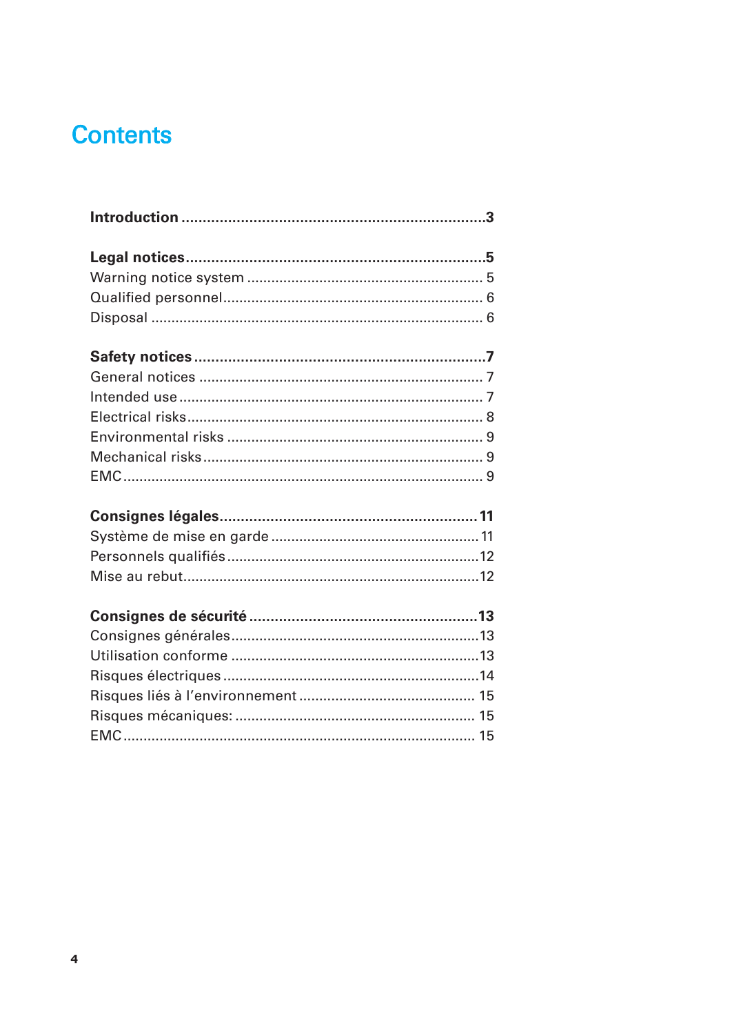# Contents

**Introduction** ........................................................................**3**

**Legal notices**.......................................................................**5**
Warning notice system .......................................................... 5
Qualified personnel................................................................. 6
Disposal .................................................................................. 6

**Safety notices** ......................................................................**7**
General notices ....................................................................... 7
Intended use ........................................................................... 7
Electrical risks.......................................................................... 8
Environmental risks ................................................................ 9
Mechanical risks...................................................................... 9
EMC......................................................................................... 9

**Consignes légales**............................................................. **11**
Système de mise en garde .................................................... 11
Personnels qualifiés ...............................................................12
Mise au rebut..........................................................................12

**Consignes de sécurité** ......................................................**13**
Consignes générales..............................................................13
Utilisation conforme ..............................................................13
Risques électriques ...............................................................14
Risques liés à l'environnement ............................................ 15
Risques mécaniques: ........................................................... 15
EMC...................................................................................... 15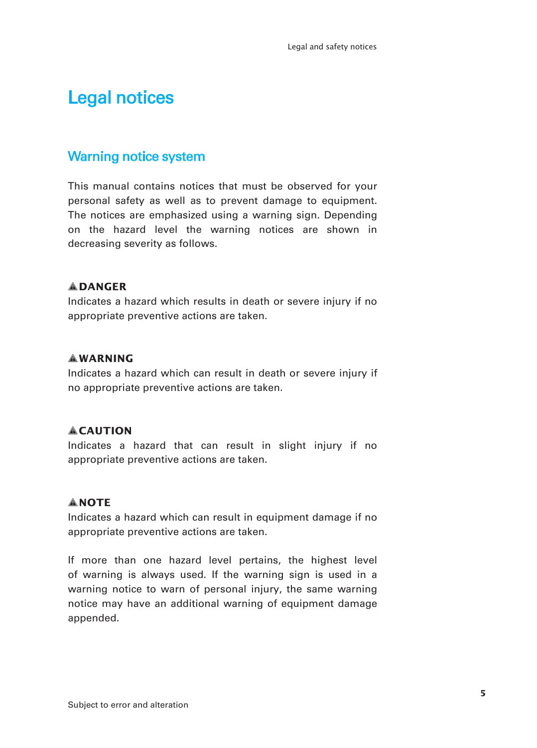# Legal notices

## Warning notice system

This manual contains notices that must be observed for your personal safety as well as to prevent damage to equipment. The notices are emphasized using a warning sign. Depending on the hazard level the warning notices are shown in decreasing severity as follows.

**⚠DANGER**
Indicates a hazard which results in death or severe injury if no appropriate preventive actions are taken.

**⚠WARNING**
Indicates a hazard which can result in death or severe injury if no appropriate preventive actions are taken.

**⚠CAUTION**
Indicates a hazard that can result in slight injury if no appropriate preventive actions are taken.

**⚠NOTE**
Indicates a hazard which can result in equipment damage if no appropriate preventive actions are taken.

If more than one hazard level pertains, the highest level of warning is always used. If the warning sign is used in a warning notice to warn of personal injury, the same warning notice may have an additional warning of equipment damage appended.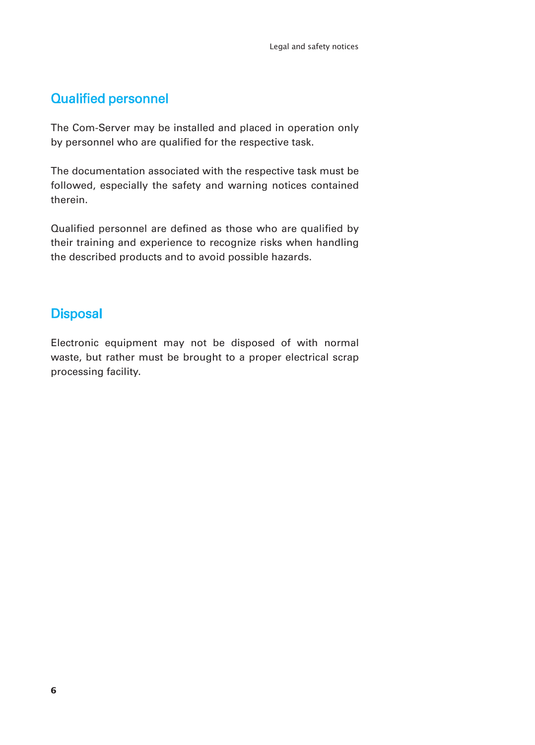## Qualified personnel

The Com-Server may be installed and placed in operation only by personnel who are qualified for the respective task.

The documentation associated with the respective task must be followed, especially the safety and warning notices contained therein.

Qualified personnel are defined as those who are qualified by their training and experience to recognize risks when handling the described products and to avoid possible hazards.

## Disposal

Electronic equipment may not be disposed of with normal waste, but rather must be brought to a proper electrical scrap processing facility.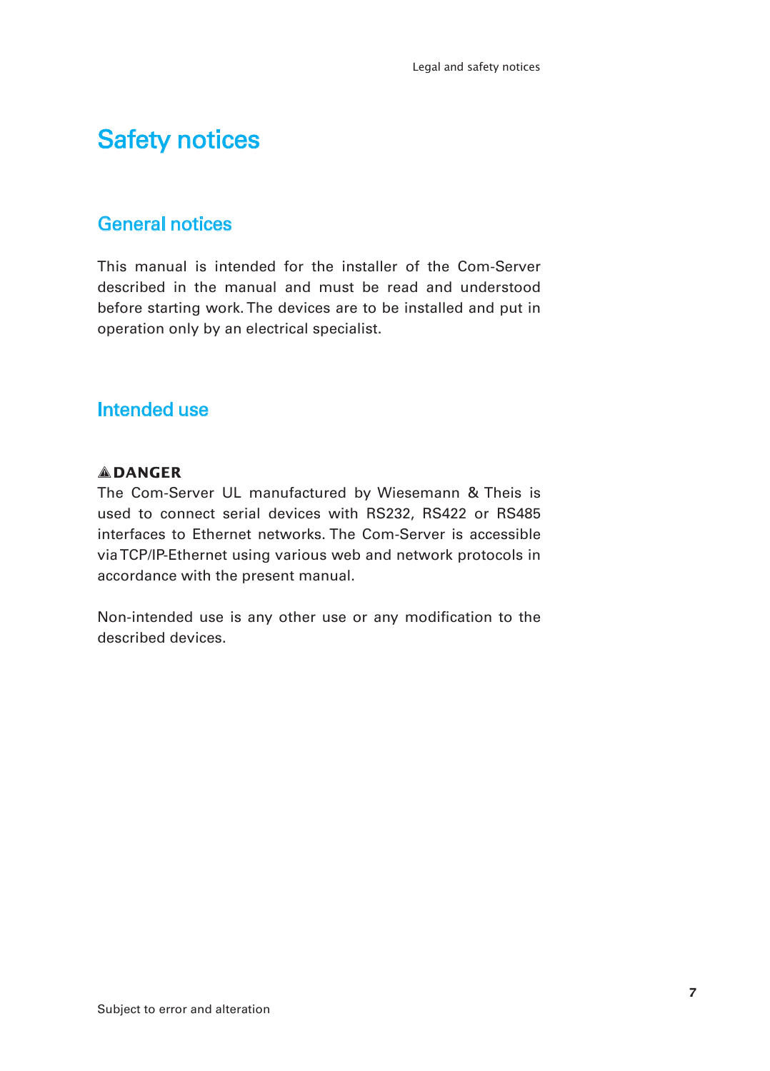# Safety notices

## General notices

This manual is intended for the installer of the Com-Server described in the manual and must be read and understood before starting work. The devices are to be installed and put in operation only by an electrical specialist.

## Intended use

**⚠DANGER**
The Com-Server UL manufactured by Wiesemann & Theis is used to connect serial devices with RS232, RS422 or RS485 interfaces to Ethernet networks. The Com-Server is accessible via TCP/IP-Ethernet using various web and network protocols in accordance with the present manual.

Non-intended use is any other use or any modification to the described devices.

Subject to error and alteration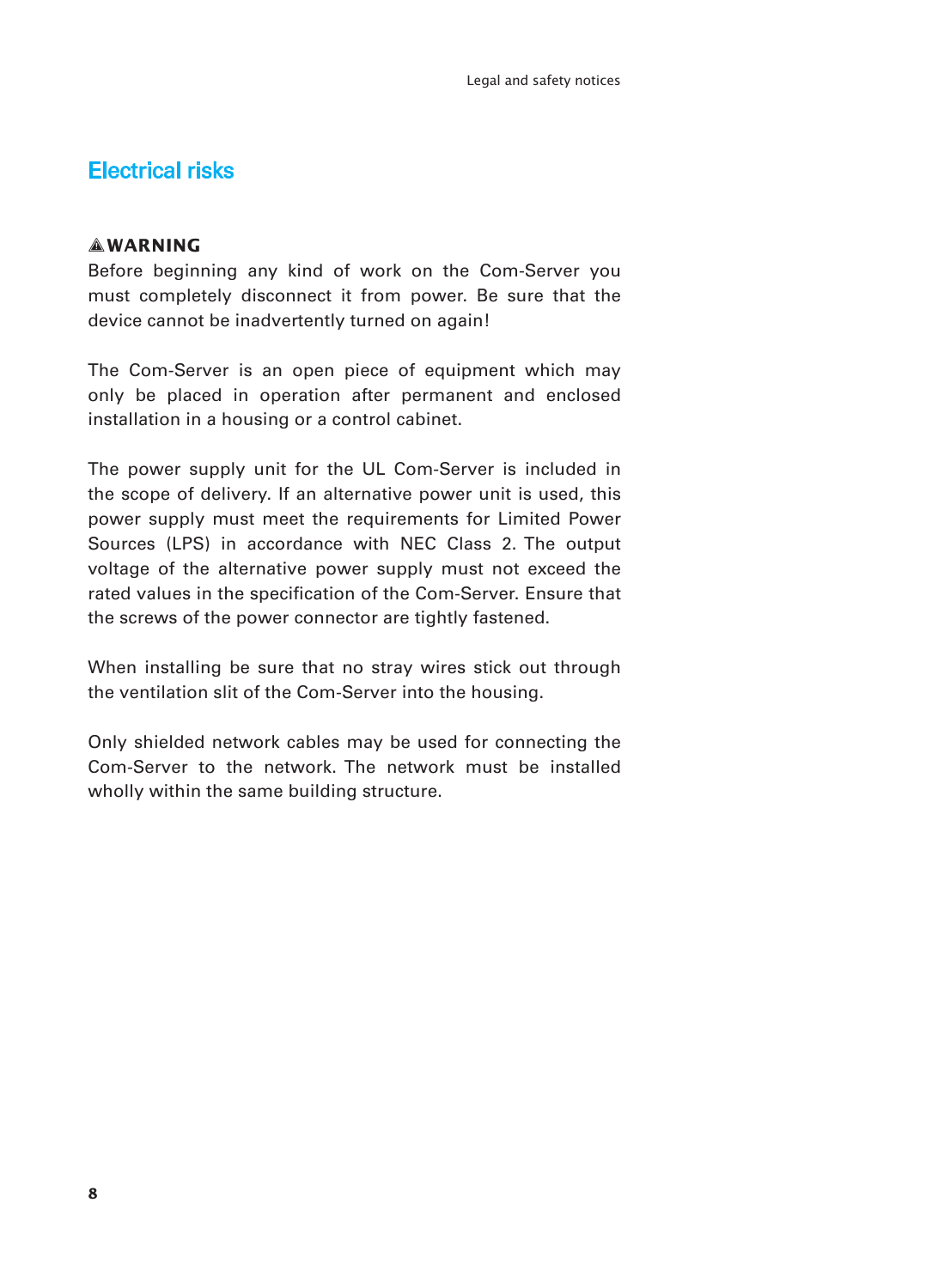## Electrical risks

**⚠ WARNING**

Before beginning any kind of work on the Com-Server you must completely disconnect it from power. Be sure that the device cannot be inadvertently turned on again!

The Com-Server is an open piece of equipment which may only be placed in operation after permanent and enclosed installation in a housing or a control cabinet.

The power supply unit for the UL Com-Server is included in the scope of delivery. If an alternative power unit is used, this power supply must meet the requirements for Limited Power Sources (LPS) in accordance with NEC Class 2. The output voltage of the alternative power supply must not exceed the rated values in the specification of the Com-Server. Ensure that the screws of the power connector are tightly fastened.

When installing be sure that no stray wires stick out through the ventilation slit of the Com-Server into the housing.

Only shielded network cables may be used for connecting the Com-Server to the network. The network must be installed wholly within the same building structure.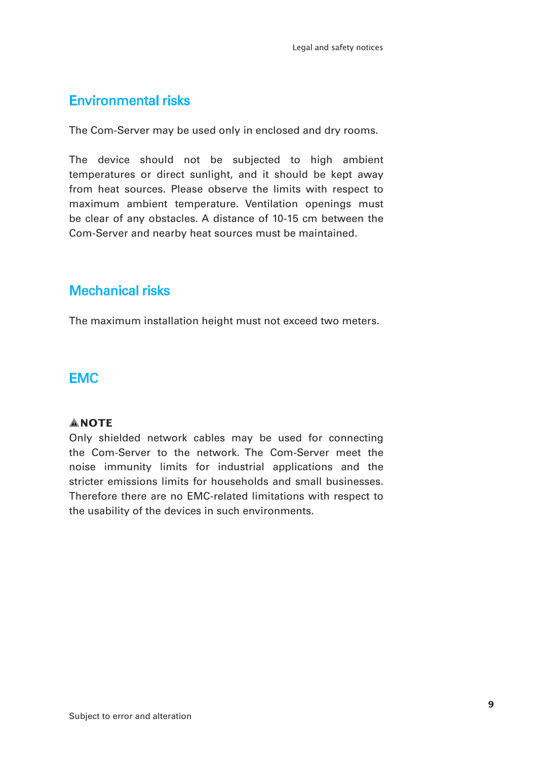## Environmental risks

The Com-Server may be used only in enclosed and dry rooms.

The device should not be subjected to high ambient temperatures or direct sunlight, and it should be kept away from heat sources. Please observe the limits with respect to maximum ambient temperature. Ventilation openings must be clear of any obstacles. A distance of 10-15 cm between the Com-Server and nearby heat sources must be maintained.

## Mechanical risks

The maximum installation height must not exceed two meters.

## EMC

**⚠NOTE**

Only shielded network cables may be used for connecting the Com-Server to the network. The Com-Server meet the noise immunity limits for industrial applications and the stricter emissions limits for households and small businesses. Therefore there are no EMC-related limitations with respect to the usability of the devices in such environments.

Subject to error and alteration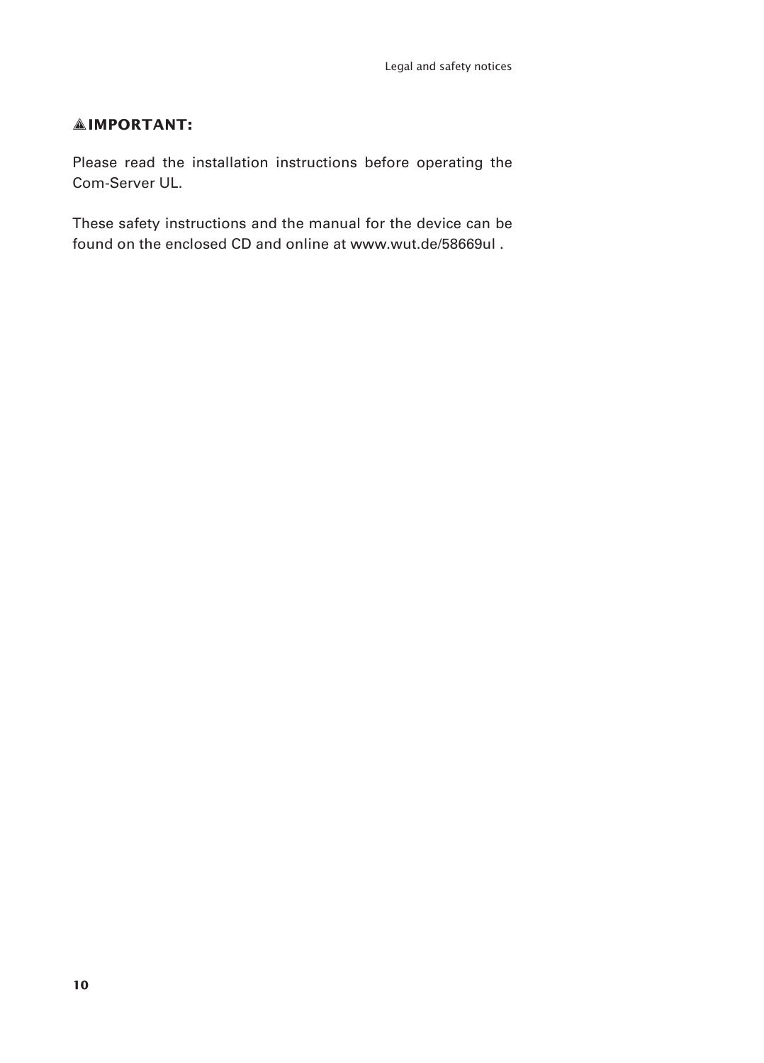## ⚠ IMPORTANT:

Please read the installation instructions before operating the Com-Server UL.

These safety instructions and the manual for the device can be found on the enclosed CD and online at www.wut.de/58669ul .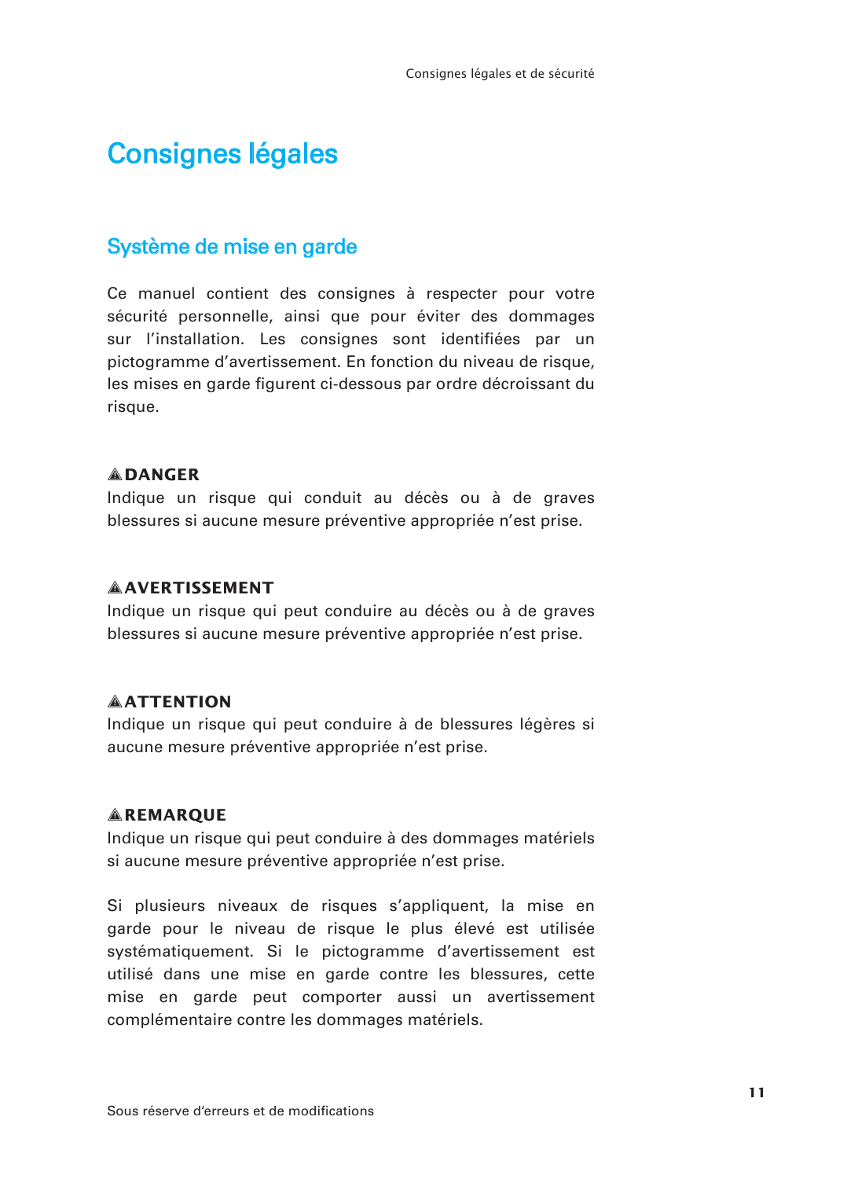# Consignes légales

## Système de mise en garde

Ce manuel contient des consignes à respecter pour votre sécurité personnelle, ainsi que pour éviter des dommages sur l'installation. Les consignes sont identifiées par un pictogramme d'avertissement. En fonction du niveau de risque, les mises en garde figurent ci-dessous par ordre décroissant du risque.

**⚠DANGER**
Indique un risque qui conduit au décès ou à de graves blessures si aucune mesure préventive appropriée n'est prise.

**⚠AVERTISSEMENT**
Indique un risque qui peut conduire au décès ou à de graves blessures si aucune mesure préventive appropriée n'est prise.

**⚠ATTENTION**
Indique un risque qui peut conduire à de blessures légères si aucune mesure préventive appropriée n'est prise.

**⚠REMARQUE**
Indique un risque qui peut conduire à des dommages matériels si aucune mesure préventive appropriée n'est prise.

Si plusieurs niveaux de risques s'appliquent, la mise en garde pour le niveau de risque le plus élevé est utilisée systématiquement. Si le pictogramme d'avertissement est utilisé dans une mise en garde contre les blessures, cette mise en garde peut comporter aussi un avertissement complémentaire contre les dommages matériels.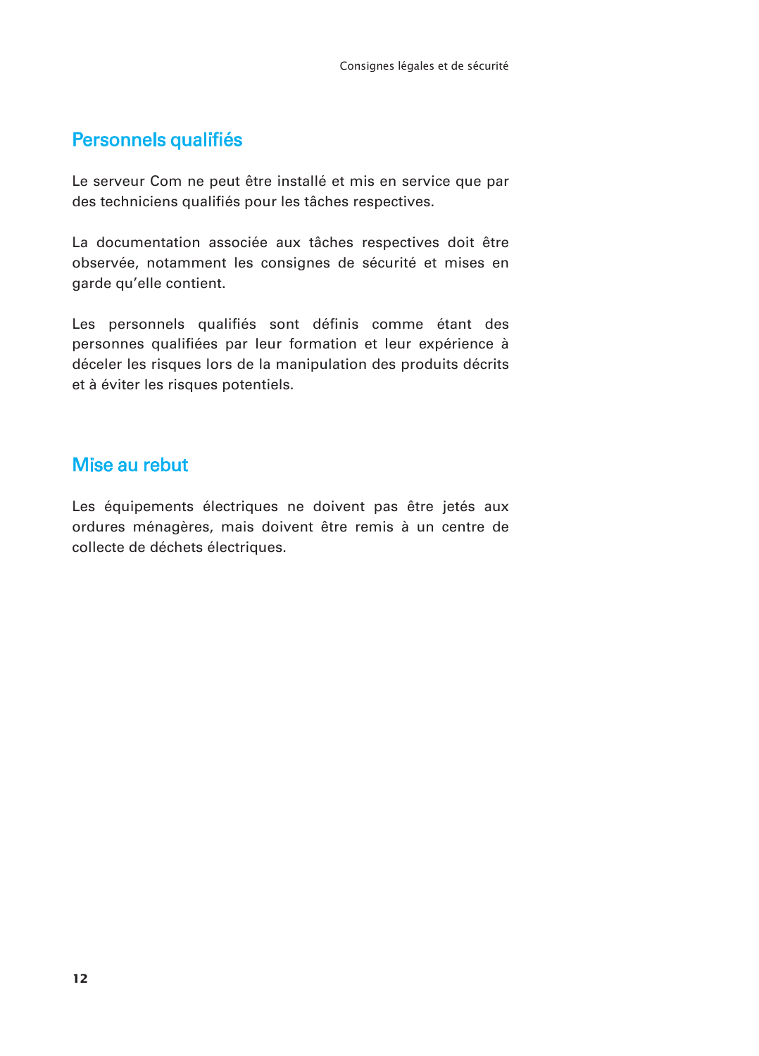## Personnels qualifiés

Le serveur Com ne peut être installé et mis en service que par des techniciens qualifiés pour les tâches respectives.

La documentation associée aux tâches respectives doit être observée, notamment les consignes de sécurité et mises en garde qu'elle contient.

Les personnels qualifiés sont définis comme étant des personnes qualifiées par leur formation et leur expérience à déceler les risques lors de la manipulation des produits décrits et à éviter les risques potentiels.

## Mise au rebut

Les équipements électriques ne doivent pas être jetés aux ordures ménagères, mais doivent être remis à un centre de collecte de déchets électriques.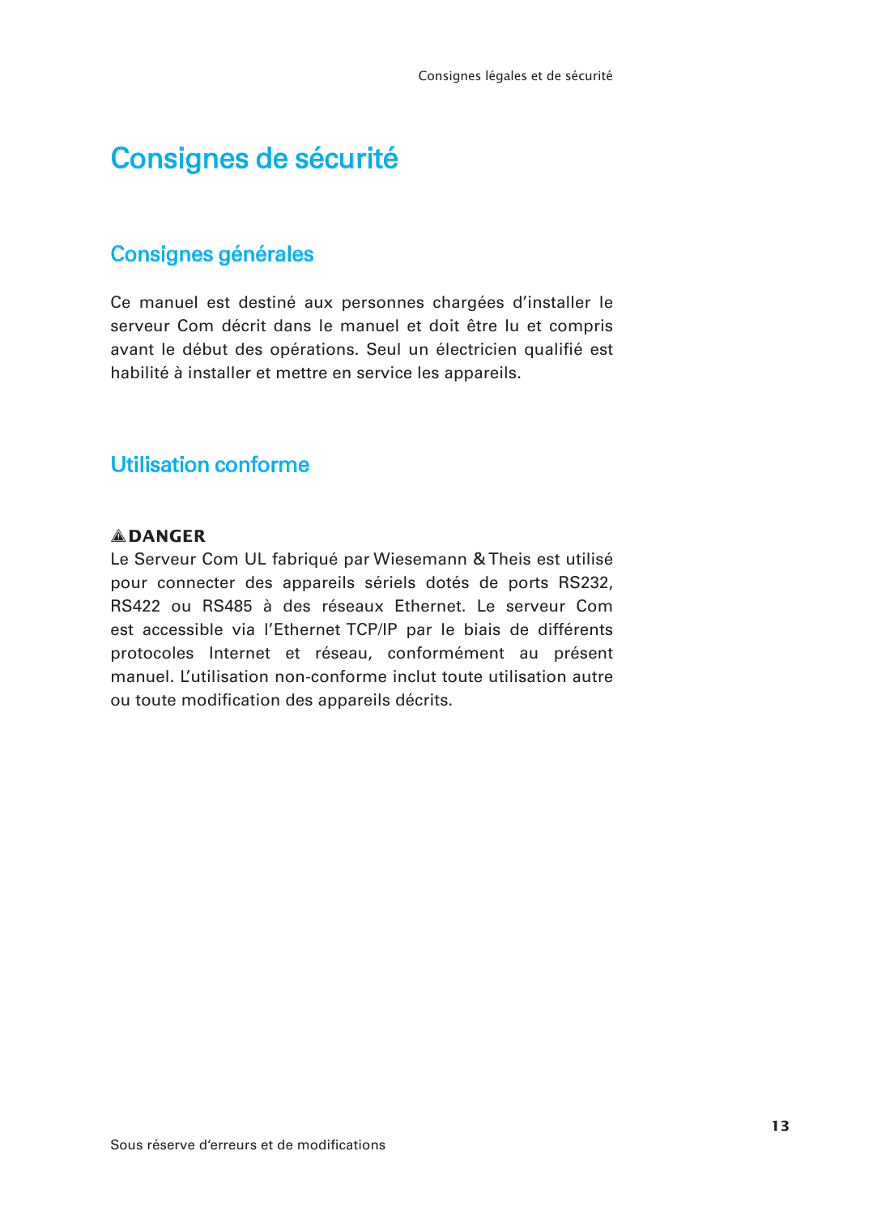# Consignes de sécurité

## Consignes générales

Ce manuel est destiné aux personnes chargées d'installer le serveur Com décrit dans le manuel et doit être lu et compris avant le début des opérations. Seul un électricien qualifié est habilité à installer et mettre en service les appareils.

## Utilisation conforme

**⚠DANGER**

Le Serveur Com UL fabriqué par Wiesemann & Theis est utilisé pour connecter des appareils sériels dotés de ports RS232, RS422 ou RS485 à des réseaux Ethernet. Le serveur Com est accessible via l'Ethernet TCP/IP par le biais de différents protocoles Internet et réseau, conformément au présent manuel. L'utilisation non-conforme inclut toute utilisation autre ou toute modification des appareils décrits.

Sous réserve d'erreurs et de modifications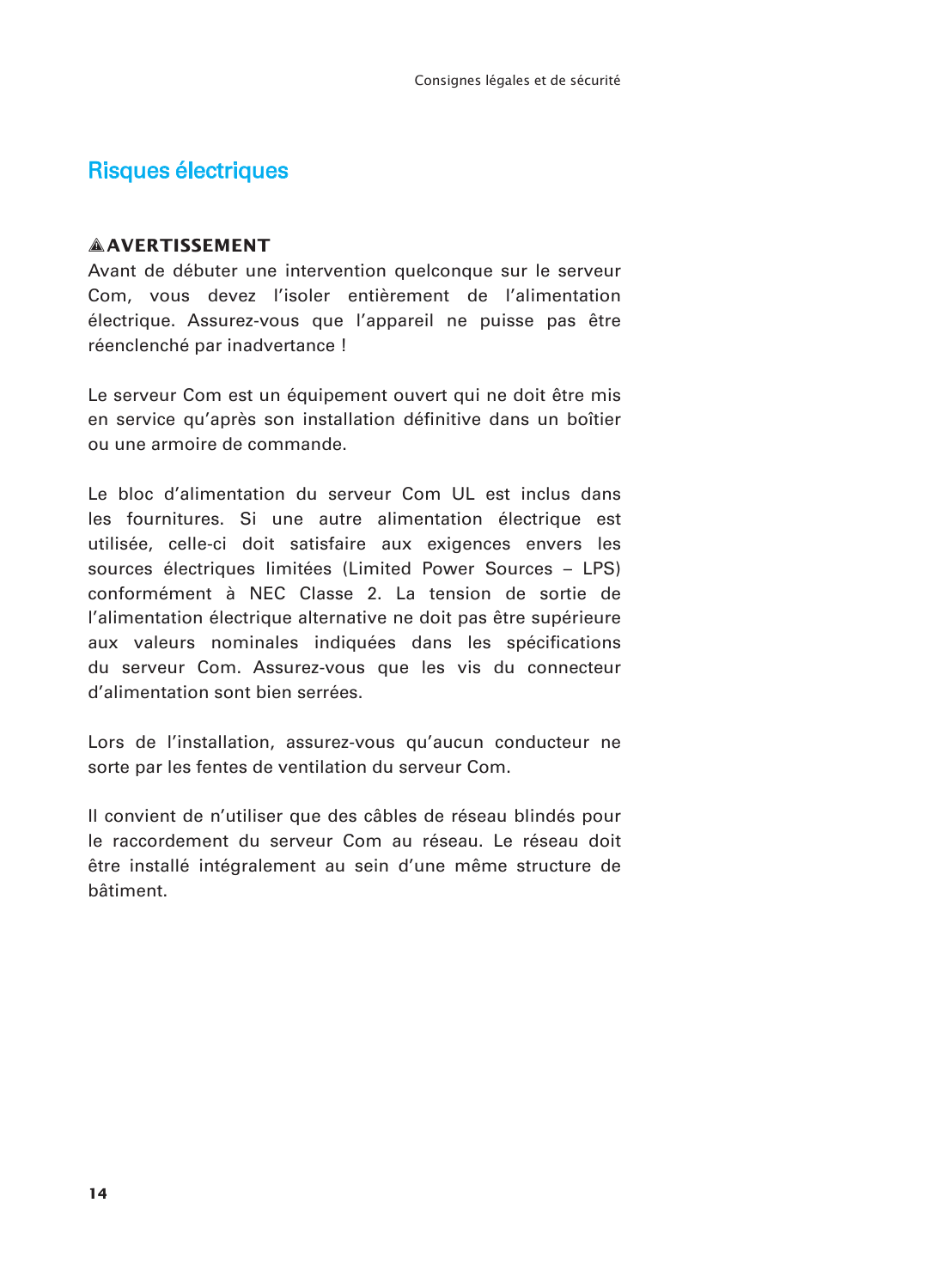## Risques électriques

**⚠ AVERTISSEMENT**

Avant de débuter une intervention quelconque sur le serveur Com, vous devez l'isoler entièrement de l'alimentation électrique. Assurez-vous que l'appareil ne puisse pas être réenclenché par inadvertance !

Le serveur Com est un équipement ouvert qui ne doit être mis en service qu'après son installation définitive dans un boîtier ou une armoire de commande.

Le bloc d'alimentation du serveur Com UL est inclus dans les fournitures. Si une autre alimentation électrique est utilisée, celle-ci doit satisfaire aux exigences envers les sources électriques limitées (Limited Power Sources – LPS) conformément à NEC Classe 2. La tension de sortie de l'alimentation électrique alternative ne doit pas être supérieure aux valeurs nominales indiquées dans les spécifications du serveur Com. Assurez-vous que les vis du connecteur d'alimentation sont bien serrées.

Lors de l'installation, assurez-vous qu'aucun conducteur ne sorte par les fentes de ventilation du serveur Com.

Il convient de n'utiliser que des câbles de réseau blindés pour le raccordement du serveur Com au réseau. Le réseau doit être installé intégralement au sein d'une même structure de bâtiment.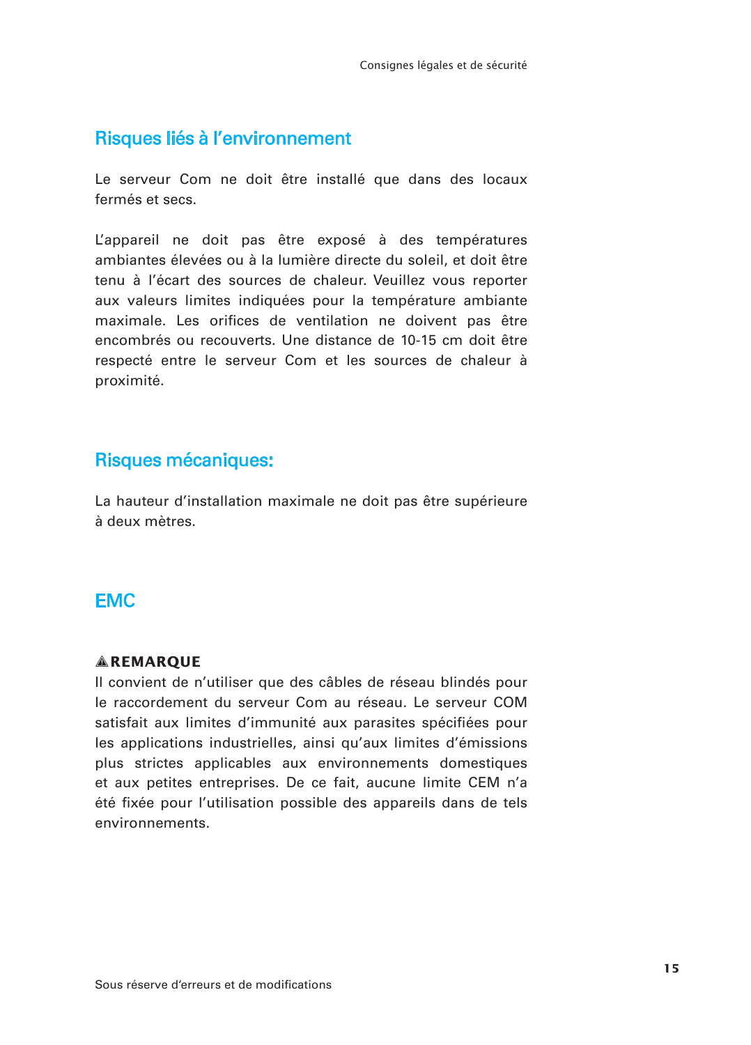## Risques liés à l'environnement

Le serveur Com ne doit être installé que dans des locaux fermés et secs.

L'appareil ne doit pas être exposé à des températures ambiantes élevées ou à la lumière directe du soleil, et doit être tenu à l'écart des sources de chaleur. Veuillez vous reporter aux valeurs limites indiquées pour la température ambiante maximale. Les orifices de ventilation ne doivent pas être encombrés ou recouverts. Une distance de 10-15 cm doit être respecté entre le serveur Com et les sources de chaleur à proximité.

## Risques mécaniques:

La hauteur d'installation maximale ne doit pas être supérieure à deux mètres.

## EMC

**⚠REMARQUE**

Il convient de n'utiliser que des câbles de réseau blindés pour le raccordement du serveur Com au réseau. Le serveur COM satisfait aux limites d'immunité aux parasites spécifiées pour les applications industrielles, ainsi qu'aux limites d'émissions plus strictes applicables aux environnements domestiques et aux petites entreprises. De ce fait, aucune limite CEM n'a été fixée pour l'utilisation possible des appareils dans de tels environnements.

Sous réserve d'erreurs et de modifications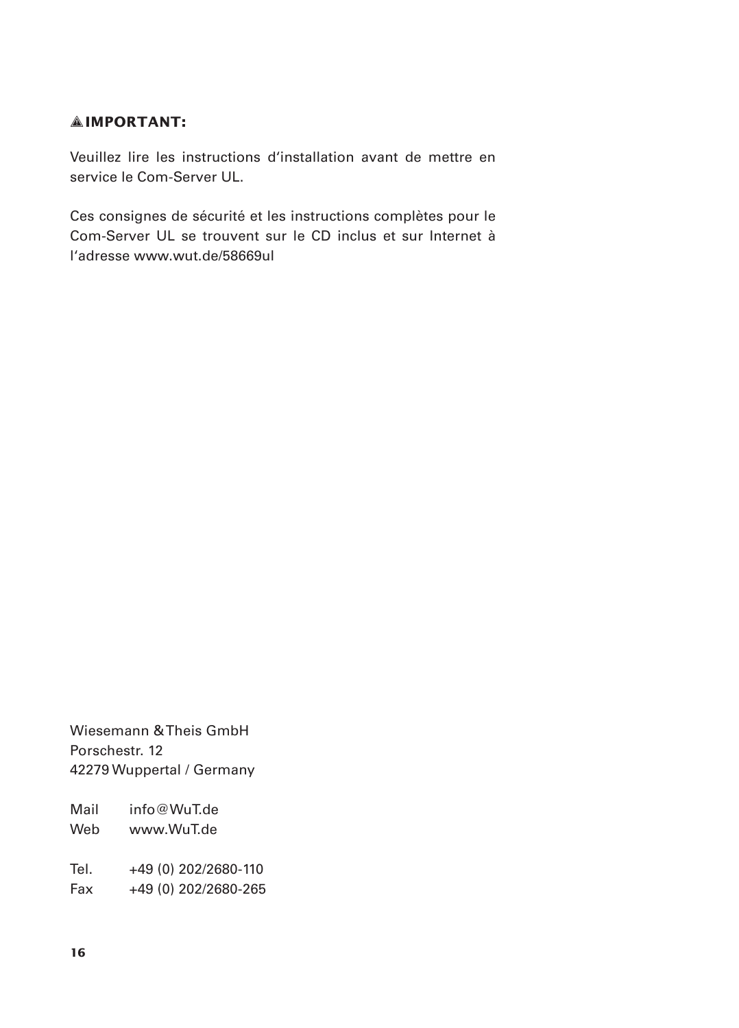**⚠ IMPORTANT:**

Veuillez lire les instructions d'installation avant de mettre en service le Com-Server UL.

Ces consignes de sécurité et les instructions complètes pour le Com-Server UL se trouvent sur le CD inclus et sur Internet à l'adresse www.wut.de/58669ul

Wiesemann & Theis GmbH
Porschestr. 12
42279 Wuppertal / Germany

| | |
|---|---|
| Mail | info@WuT.de |
| Web | www.WuT.de |

| | |
|---|---|
| Tel. | +49 (0) 202/2680-110 |
| Fax | +49 (0) 202/2680-265 |